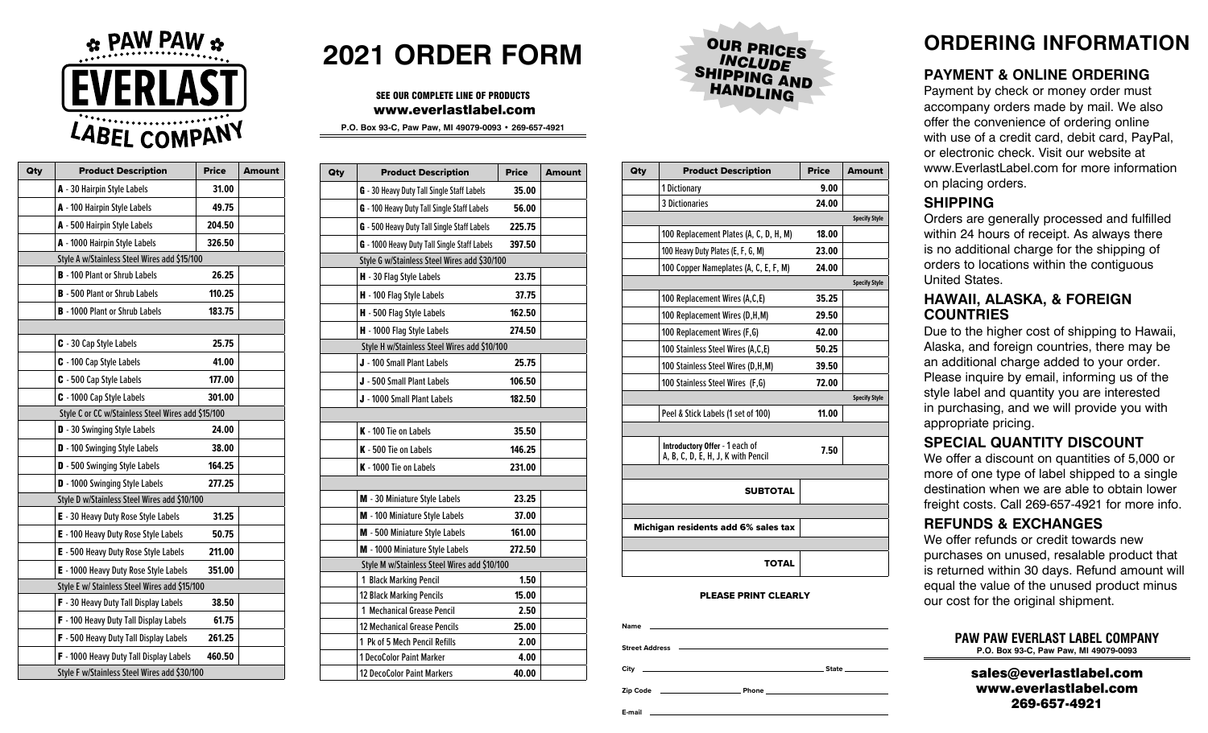# PAW PAW EVERLAST LABEL COMPANY

# 2021 ORDER FORM

**SEE OUR COMPLETE LINE OF PRODUCTS**
**www.everlastlabel.com**

P.O. Box 93-C, Paw Paw, MI 49079-0093 • 269-657-4921

**OUR PRICES INCLUDE SHIPPING AND HANDLING**

| Qty | Product Description | Price | Amount |
|---|---|---|---|
| | **A** - 30 Hairpin Style Labels | 31.00 | |
| | **A** - 100 Hairpin Style Labels | 49.75 | |
| | **A** - 500 Hairpin Style Labels | 204.50 | |
| | **A** - 1000 Hairpin Style Labels | 326.50 | |
| | Style A w/Stainless Steel Wires add $15/100 | | |
| | **B** - 100 Plant or Shrub Labels | 26.25 | |
| | **B** - 500 Plant or Shrub Labels | 110.25 | |
| | **B** - 1000 Plant or Shrub Labels | 183.75 | |
| | | | |
| | **C** - 30 Cap Style Labels | 25.75 | |
| | **C** - 100 Cap Style Labels | 41.00 | |
| | **C** - 500 Cap Style Labels | 177.00 | |
| | **C** - 1000 Cap Style Labels | 301.00 | |
| | Style C or CC w/Stainless Steel Wires add $15/100 | | |
| | **D** - 30 Swinging Style Labels | 24.00 | |
| | **D** - 100 Swinging Style Labels | 38.00 | |
| | **D** - 500 Swinging Style Labels | 164.25 | |
| | **D** - 1000 Swinging Style Labels | 277.25 | |
| | Style D w/Stainless Steel Wires add $10/100 | | |
| | **E** - 30 Heavy Duty Rose Style Labels | 31.25 | |
| | **E** - 100 Heavy Duty Rose Style Labels | 50.75 | |
| | **E** - 500 Heavy Duty Rose Style Labels | 211.00 | |
| | **E** - 1000 Heavy Duty Rose Style Labels | 351.00 | |
| | Style E w/ Stainless Steel Wires add $15/100 | | |
| | **F** - 30 Heavy Duty Tall Display Labels | 38.50 | |
| | **F** - 100 Heavy Duty Tall Display Labels | 61.75 | |
| | **F** - 500 Heavy Duty Tall Display Labels | 261.25 | |
| | **F** - 1000 Heavy Duty Tall Display Labels | 460.50 | |
| | Style F w/Stainless Steel Wires add $30/100 | | |

| Qty | Product Description | Price | Amount |
|---|---|---|---|
| | **G** - 30 Heavy Duty Tall Single Staff Labels | 35.00 | |
| | **G** - 100 Heavy Duty Tall Single Staff Labels | 56.00 | |
| | **G** - 500 Heavy Duty Tall Single Staff Labels | 225.75 | |
| | **G** - 1000 Heavy Duty Tall Single Staff Labels | 397.50 | |
| | Style G w/Stainless Steel Wires add $30/100 | | |
| | **H** - 30 Flag Style Labels | 23.75 | |
| | **H** - 100 Flag Style Labels | 37.75 | |
| | **H** - 500 Flag Style Labels | 162.50 | |
| | **H** - 1000 Flag Style Labels | 274.50 | |
| | Style H w/Stainless Steel Wires add $10/100 | | |
| | **J** - 100 Small Plant Labels | 25.75 | |
| | **J** - 500 Small Plant Labels | 106.50 | |
| | **J** - 1000 Small Plant Labels | 182.50 | |
| | | | |
| | **K** - 100 Tie on Labels | 35.50 | |
| | **K** - 500 Tie on Labels | 146.25 | |
| | **K** - 1000 Tie on Labels | 231.00 | |
| | | | |
| | **M** - 30 Miniature Style Labels | 23.25 | |
| | **M** - 100 Miniature Style Labels | 37.00 | |
| | **M** - 500 Miniature Style Labels | 161.00 | |
| | **M** - 1000 Miniature Style Labels | 272.50 | |
| | Style M w/Stainless Steel Wires add $10/100 | | |
| | 1 Black Marking Pencil | 1.50 | |
| | 12 Black Marking Pencils | 15.00 | |
| | 1 Mechanical Grease Pencil | 2.50 | |
| | 12 Mechanical Grease Pencils | 25.00 | |
| | 1 Pk of 5 Mech Pencil Refills | 2.00 | |
| | 1 DecoColor Paint Marker | 4.00 | |
| | 12 DecoColor Paint Markers | 40.00 | |

| Qty | Product Description | Price | Amount |
|---|---|---|---|
| | 1 Dictionary | 9.00 | |
| | 3 Dictionaries | 24.00 | |
| | | | Specify Style |
| | 100 Replacement Plates (A, C, D, H, M) | 18.00 | |
| | 100 Heavy Duty Plates (E, F, G, M) | 23.00 | |
| | 100 Copper Nameplates (A, C, E, F, M) | 24.00 | |
| | | | Specify Style |
| | 100 Replacement Wires (A,C,E) | 35.25 | |
| | 100 Replacement Wires (D,H,M) | 29.50 | |
| | 100 Replacement Wires (F,G) | 42.00 | |
| | 100 Stainless Steel Wires (A,C,E) | 50.25 | |
| | 100 Stainless Steel Wires (D,H,M) | 39.50 | |
| | 100 Stainless Steel Wires (F,G) | 72.00 | |
| | | | Specify Style |
| | Peel & Stick Labels (1 set of 100) | 11.00 | |
| | | | |
| | **Introductory Offer** - 1 each of A, B, C, D, E, H, J, K with Pencil | 7.50 | |
| | | | |
| | **SUBTOTAL** | | |
| | | | |
| | **Michigan residents add 6% sales tax** | | |
| | | | |
| | **TOTAL** | | |

**PLEASE PRINT CLEARLY**

Name ____________________

Street Address ____________________

City ____________________ State ________

Zip Code ____________ Phone ____________

E-mail ____________________

# ORDERING INFORMATION

## PAYMENT & ONLINE ORDERING

Payment by check or money order must accompany orders made by mail. We also offer the convenience of ordering online with use of a credit card, debit card, PayPal, or electronic check. Visit our website at www.EverlastLabel.com for more information on placing orders.

## SHIPPING

Orders are generally processed and fulfilled within 24 hours of receipt. As always there is no additional charge for the shipping of orders to locations within the contiguous United States.

## HAWAII, ALASKA, & FOREIGN COUNTRIES

Due to the higher cost of shipping to Hawaii, Alaska, and foreign countries, there may be an additional charge added to your order. Please inquire by email, informing us of the style label and quantity you are interested in purchasing, and we will provide you with appropriate pricing.

## SPECIAL QUANTITY DISCOUNT

We offer a discount on quantities of 5,000 or more of one type of label shipped to a single destination when we are able to obtain lower freight costs. Call 269-657-4921 for more info.

## REFUNDS & EXCHANGES

We offer refunds or credit towards new purchases on unused, resalable product that is returned within 30 days. Refund amount will equal the value of the unused product minus our cost for the original shipment.

**PAW PAW EVERLAST LABEL COMPANY**
P.O. Box 93-C, Paw Paw, MI 49079-0093

**sales@everlastlabel.com**
**www.everlastlabel.com**
**269-657-4921**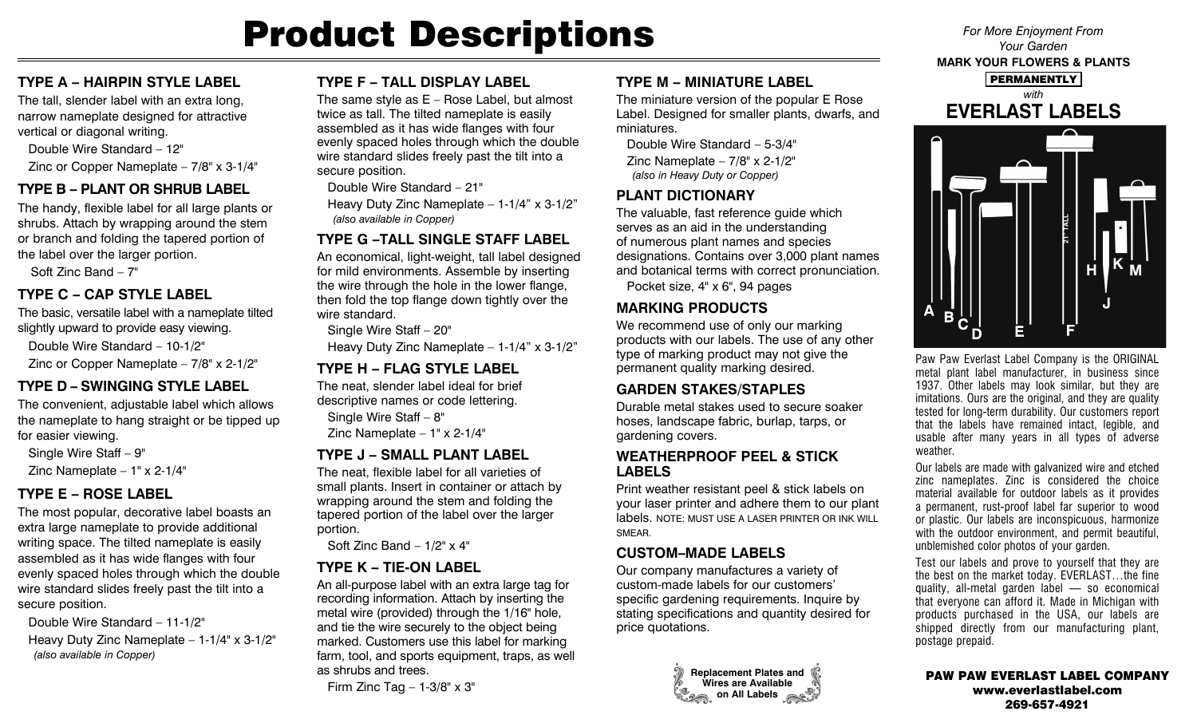# Product Descriptions

### TYPE A – HAIRPIN STYLE LABEL

The tall, slender label with an extra long, narrow nameplate designed for attractive vertical or diagonal writing.

Double Wire Standard – 12"

Zinc or Copper Nameplate – 7/8" x 3-1/4"

### TYPE B – PLANT OR SHRUB LABEL

The handy, flexible label for all large plants or shrubs. Attach by wrapping around the stem or branch and folding the tapered portion of the label over the larger portion.

Soft Zinc Band – 7"

### TYPE C – CAP STYLE LABEL

The basic, versatile label with a nameplate tilted slightly upward to provide easy viewing.

Double Wire Standard – 10-1/2"

Zinc or Copper Nameplate – 7/8" x 2-1/2"

### TYPE D – SWINGING STYLE LABEL

The convenient, adjustable label which allows the nameplate to hang straight or be tipped up for easier viewing.

Single Wire Staff – 9"

Zinc Nameplate – 1" x 2-1/4"

### TYPE E – ROSE LABEL

The most popular, decorative label boasts an extra large nameplate to provide additional writing space. The tilted nameplate is easily assembled as it has wide flanges with four evenly spaced holes through which the double wire standard slides freely past the tilt into a secure position.

Double Wire Standard – 11-1/2"

Heavy Duty Zinc Nameplate – 1-1/4" x 3-1/2"
*(also available in Copper)*

### TYPE F – TALL DISPLAY LABEL

The same style as E – Rose Label, but almost twice as tall. The tilted nameplate is easily assembled as it has wide flanges with four evenly spaced holes through which the double wire standard slides freely past the tilt into a secure position.

Double Wire Standard – 21"

Heavy Duty Zinc Nameplate – 1-1/4" x 3-1/2"
*(also available in Copper)*

### TYPE G –TALL SINGLE STAFF LABEL

An economical, light-weight, tall label designed for mild environments. Assemble by inserting the wire through the hole in the lower flange, then fold the top flange down tightly over the wire standard.

Single Wire Staff – 20"

Heavy Duty Zinc Nameplate – 1-1/4" x 3-1/2"

### TYPE H – FLAG STYLE LABEL

The neat, slender label ideal for brief descriptive names or code lettering.

Single Wire Staff – 8"

Zinc Nameplate – 1" x 2-1/4"

### TYPE J – SMALL PLANT LABEL

The neat, flexible label for all varieties of small plants. Insert in container or attach by wrapping around the stem and folding the tapered portion of the label over the larger portion.

Soft Zinc Band – 1/2" x 4"

### TYPE K – TIE-ON LABEL

An all-purpose label with an extra large tag for recording information. Attach by inserting the metal wire (provided) through the 1/16" hole, and tie the wire securely to the object being marked. Customers use this label for marking farm, tool, and sports equipment, traps, as well as shrubs and trees.

Firm Zinc Tag – 1-3/8" x 3"

### TYPE M – MINIATURE LABEL

The miniature version of the popular E Rose Label. Designed for smaller plants, dwarfs, and miniatures.

Double Wire Standard – 5-3/4"

Zinc Nameplate – 7/8" x 2-1/2"
*(also in Heavy Duty or Copper)*

### PLANT DICTIONARY

The valuable, fast reference guide which serves as an aid in the understanding of numerous plant names and species designations. Contains over 3,000 plant names and botanical terms with correct pronunciation.

Pocket size, 4" x 6", 94 pages

### MARKING PRODUCTS

We recommend use of only our marking products with our labels. The use of any other type of marking product may not give the permanent quality marking desired.

### GARDEN STAKES/STAPLES

Durable metal stakes used to secure soaker hoses, landscape fabric, burlap, tarps, or gardening covers.

### WEATHERPROOF PEEL & STICK LABELS

Print weather resistant peel & stick labels on your laser printer and adhere them to our plant labels. NOTE: MUST USE A LASER PRINTER OR INK WILL SMEAR.

### CUSTOM–MADE LABELS

Our company manufactures a variety of custom-made labels for our customers' specific gardening requirements. Inquire by stating specifications and quantity desired for price quotations.

Replacement Plates and Wires are Available on All Labels

*For More Enjoyment From Your Garden*

**MARK YOUR FLOWERS & PLANTS**

**PERMANENTLY**

*with*

## EVERLAST LABELS

21" TALL

A B C D E F H K M J

Paw Paw Everlast Label Company is the ORIGINAL metal plant label manufacturer, in business since 1937. Other labels may look similar, but they are imitations. Ours are the original, and they are quality tested for long-term durability. Our customers report that the labels have remained intact, legible, and usable after many years in all types of adverse weather.

Our labels are made with galvanized wire and etched zinc nameplates. Zinc is considered the choice material available for outdoor labels as it provides a permanent, rust-proof label far superior to wood or plastic. Our labels are inconspicuous, harmonize with the outdoor environment, and permit beautiful, unblemished color photos of your garden.

Test our labels and prove to yourself that they are the best on the market today. EVERLAST…the fine quality, all-metal garden label — so economical that everyone can afford it. Made in Michigan with products purchased in the USA, our labels are shipped directly from our manufacturing plant, postage prepaid.

**PAW PAW EVERLAST LABEL COMPANY**
**www.everlastlabel.com**
**269-657-4921**